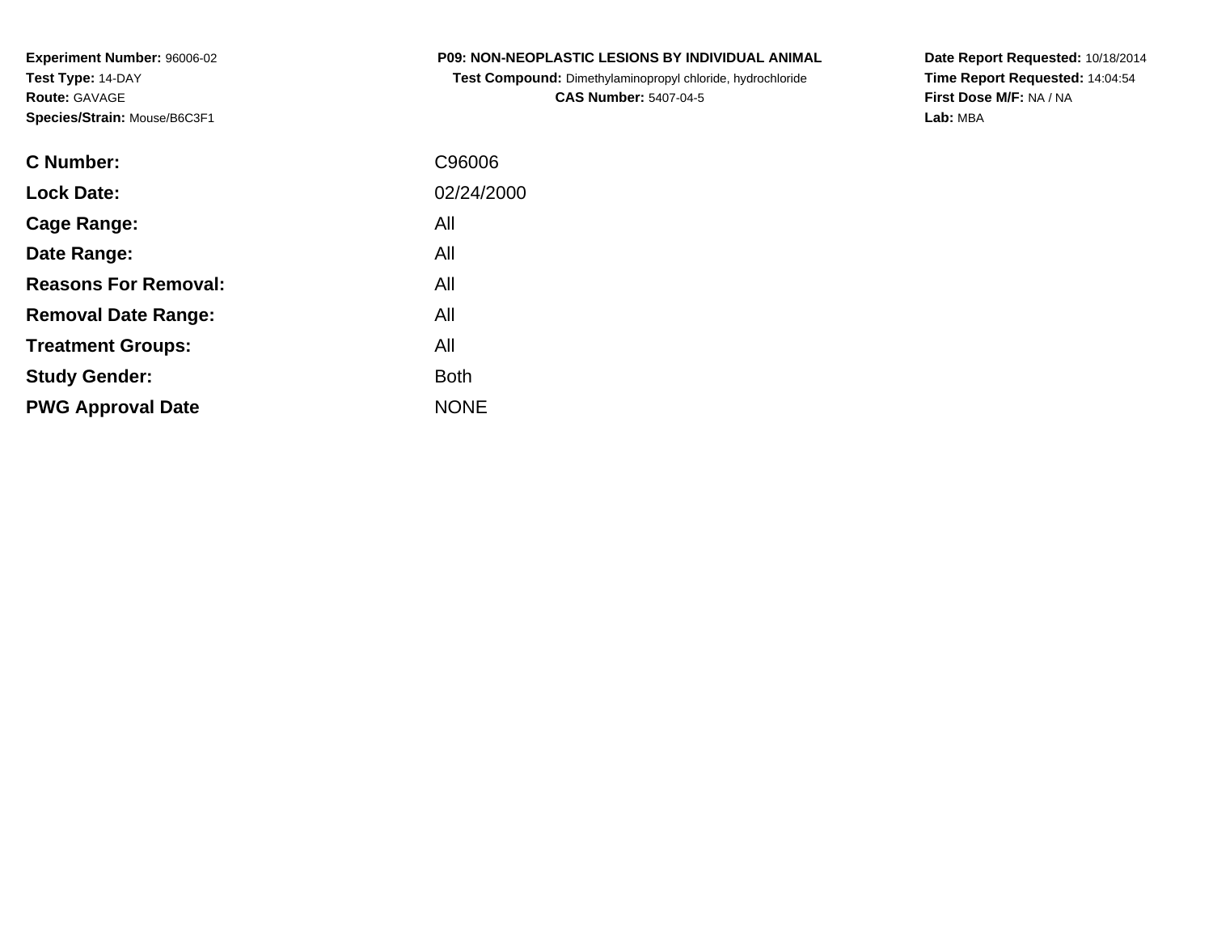**Experiment Number:** 96006-02
**Test Type:** 14-DAY
**Route:** GAVAGE
**Species/Strain:** Mouse/B6C3F1

**P09: NON-NEOPLASTIC LESIONS BY INDIVIDUAL ANIMAL**
**Test Compound:** Dimethylaminopropyl chloride, hydrochloride
**CAS Number:** 5407-04-5

**Date Report Requested:** 10/18/2014
**Time Report Requested:** 14:04:54
**First Dose M/F:** NA / NA
**Lab:** MBA

| | |
|---|---|
| **C Number:** | C96006 |
| **Lock Date:** | 02/24/2000 |
| **Cage Range:** | All |
| **Date Range:** | All |
| **Reasons For Removal:** | All |
| **Removal Date Range:** | All |
| **Treatment Groups:** | All |
| **Study Gender:** | Both |
| **PWG Approval Date** | NONE |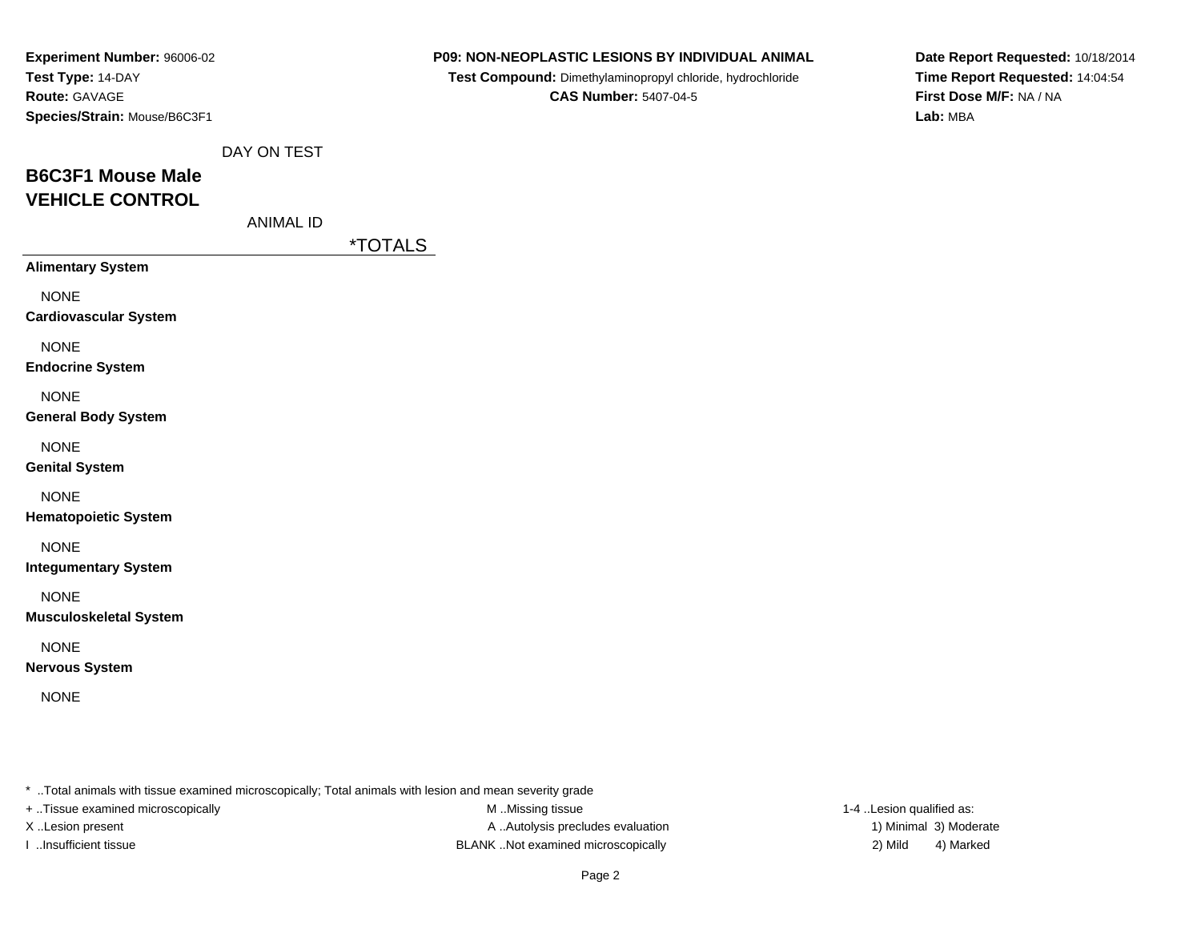**Experiment Number:** 96006-02
**Test Type:** 14-DAY
**Route:** GAVAGE
**Species/Strain:** Mouse/B6C3F1

**P09: NON-NEOPLASTIC LESIONS BY INDIVIDUAL ANIMAL**
**Test Compound:** Dimethylaminopropyl chloride, hydrochloride
**CAS Number:** 5407-04-5

**Date Report Requested:** 10/18/2014
**Time Report Requested:** 14:04:54
**First Dose M/F:** NA / NA
**Lab:** MBA

DAY ON TEST

## B6C3F1 Mouse Male
## VEHICLE CONTROL

ANIMAL ID

| | *TOTALS |
|---|---|
| **Alimentary System** | |
| NONE | |
| **Cardiovascular System** | |
| NONE | |
| **Endocrine System** | |
| NONE | |
| **General Body System** | |
| NONE | |
| **Genital System** | |
| NONE | |
| **Hematopoietic System** | |
| NONE | |
| **Integumentary System** | |
| NONE | |
| **Musculoskeletal System** | |
| NONE | |
| **Nervous System** | |
| NONE | |

* ..Total animals with tissue examined microscopically; Total animals with lesion and mean severity grade

+ ..Tissue examined microscopically
X ..Lesion present
I ..Insufficient tissue

M ..Missing tissue
A ..Autolysis precludes evaluation
BLANK ..Not examined microscopically

1-4 ..Lesion qualified as:
1) Minimal 3) Moderate
2) Mild 4) Marked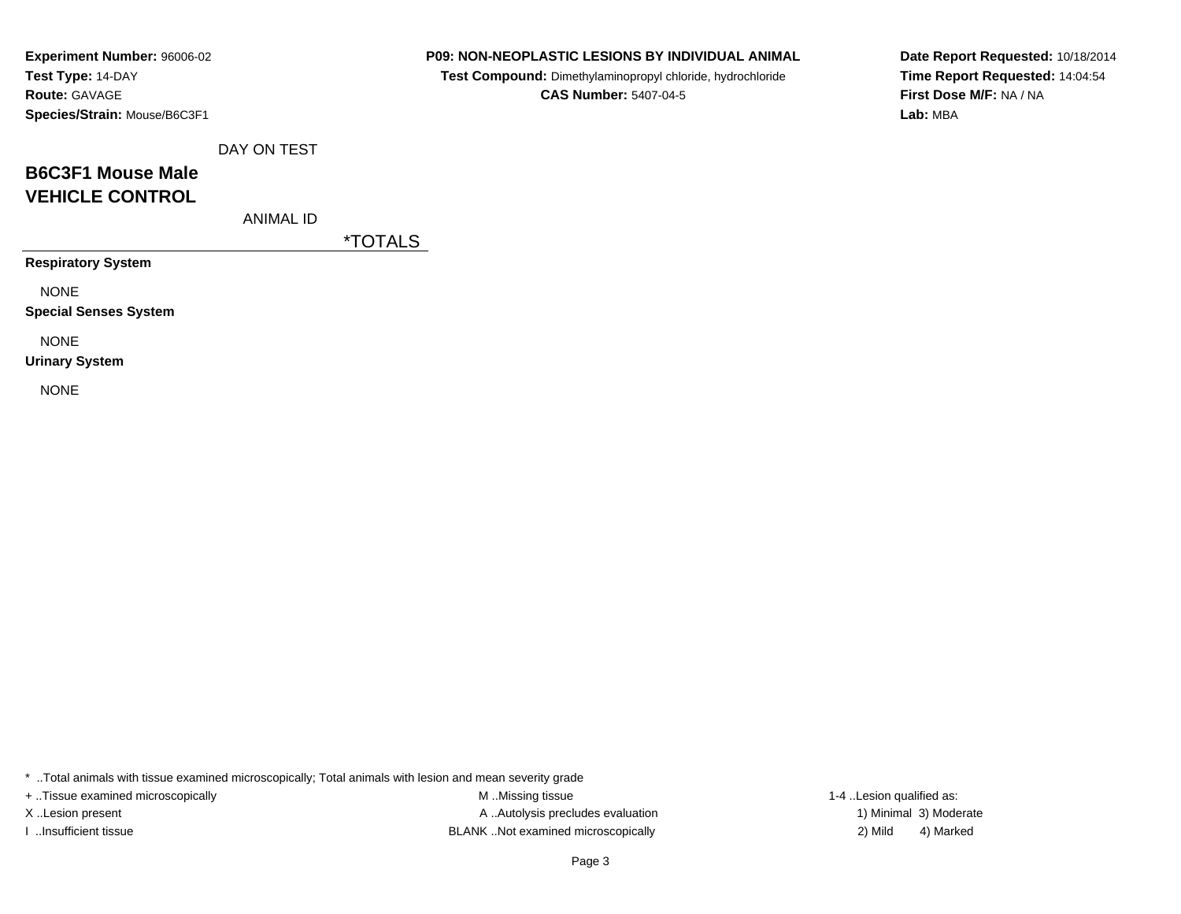**Experiment Number:** 96006-02
**Test Type:** 14-DAY
**Route:** GAVAGE
**Species/Strain:** Mouse/B6C3F1

**P09: NON-NEOPLASTIC LESIONS BY INDIVIDUAL ANIMAL**
**Test Compound:** Dimethylaminopropyl chloride, hydrochloride
**CAS Number:** 5407-04-5

**Date Report Requested:** 10/18/2014
**Time Report Requested:** 14:04:54
**First Dose M/F:** NA / NA
**Lab:** MBA

DAY ON TEST

## B6C3F1 Mouse Male
## VEHICLE CONTROL

ANIMAL ID

| | *TOTALS |
|---|---|
| **Respiratory System** | |
| NONE | |
| **Special Senses System** | |
| NONE | |
| **Urinary System** | |
| NONE | |

* ..Total animals with tissue examined microscopically; Total animals with lesion and mean severity grade
+ ..Tissue examined microscopically
X ..Lesion present
I ..Insufficient tissue
M ..Missing tissue
A ..Autolysis precludes evaluation
BLANK ..Not examined microscopically
1-4 ..Lesion qualified as:
1) Minimal 3) Moderate
2) Mild 4) Marked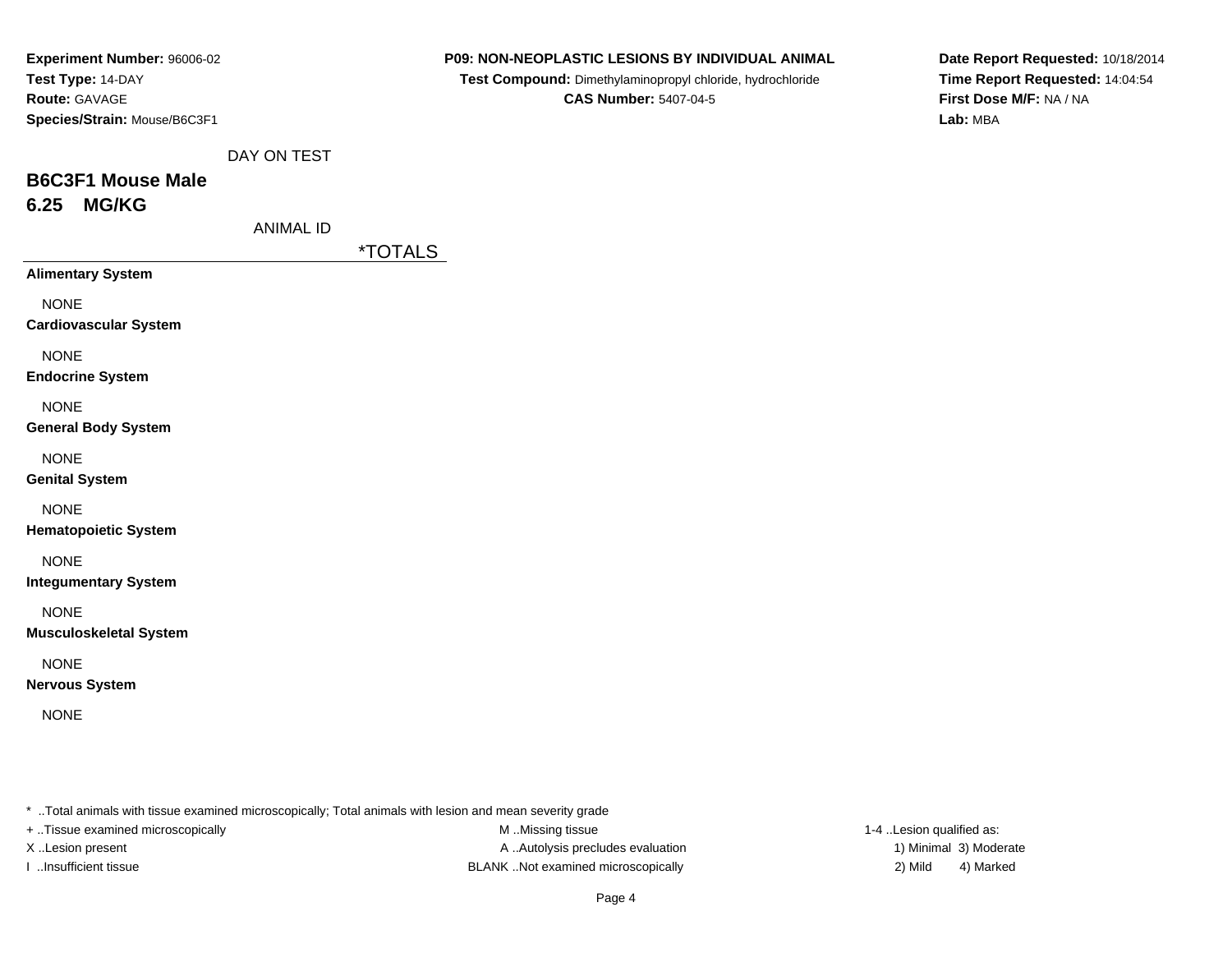**Experiment Number:** 96006-02
**Test Type:** 14-DAY
**Route:** GAVAGE
**Species/Strain:** Mouse/B6C3F1

**P09: NON-NEOPLASTIC LESIONS BY INDIVIDUAL ANIMAL**
**Test Compound:** Dimethylaminopropyl chloride, hydrochloride
**CAS Number:** 5407-04-5

**Date Report Requested:** 10/18/2014
**Time Report Requested:** 14:04:54
**First Dose M/F:** NA / NA
**Lab:** MBA

DAY ON TEST

## B6C3F1 Mouse Male
## 6.25 MG/KG

ANIMAL ID

| | *TOTALS |
|---|---|
| **Alimentary System** | |
| NONE | |
| **Cardiovascular System** | |
| NONE | |
| **Endocrine System** | |
| NONE | |
| **General Body System** | |
| NONE | |
| **Genital System** | |
| NONE | |
| **Hematopoietic System** | |
| NONE | |
| **Integumentary System** | |
| NONE | |
| **Musculoskeletal System** | |
| NONE | |
| **Nervous System** | |
| NONE | |

* ..Total animals with tissue examined microscopically; Total animals with lesion and mean severity grade
+ ..Tissue examined microscopically
X ..Lesion present
I ..Insufficient tissue
M ..Missing tissue
A ..Autolysis precludes evaluation
BLANK ..Not examined microscopically
1-4 ..Lesion qualified as:
1) Minimal 3) Moderate
2) Mild 4) Marked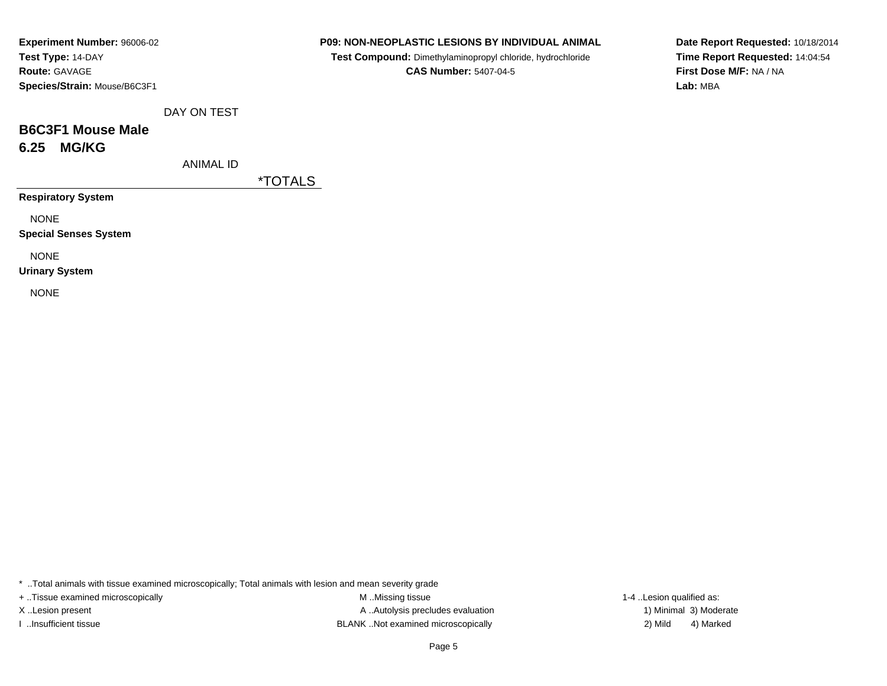**Experiment Number:** 96006-02
**Test Type:** 14-DAY
**Route:** GAVAGE
**Species/Strain:** Mouse/B6C3F1

**P09: NON-NEOPLASTIC LESIONS BY INDIVIDUAL ANIMAL**
**Test Compound:** Dimethylaminopropyl chloride, hydrochloride
**CAS Number:** 5407-04-5

**Date Report Requested:** 10/18/2014
**Time Report Requested:** 14:04:54
**First Dose M/F:** NA / NA
**Lab:** MBA

DAY ON TEST

## B6C3F1 Mouse Male
## 6.25 MG/KG

ANIMAL ID

| | *TOTALS |
|---|---|
| **Respiratory System** | |
| NONE | |
| **Special Senses System** | |
| NONE | |
| **Urinary System** | |
| NONE | |

* ..Total animals with tissue examined microscopically; Total animals with lesion and mean severity grade
+ ..Tissue examined microscopically
X ..Lesion present
I ..Insufficient tissue

M ..Missing tissue
A ..Autolysis precludes evaluation
BLANK ..Not examined microscopically

1-4 ..Lesion qualified as:
1) Minimal 3) Moderate
2) Mild 4) Marked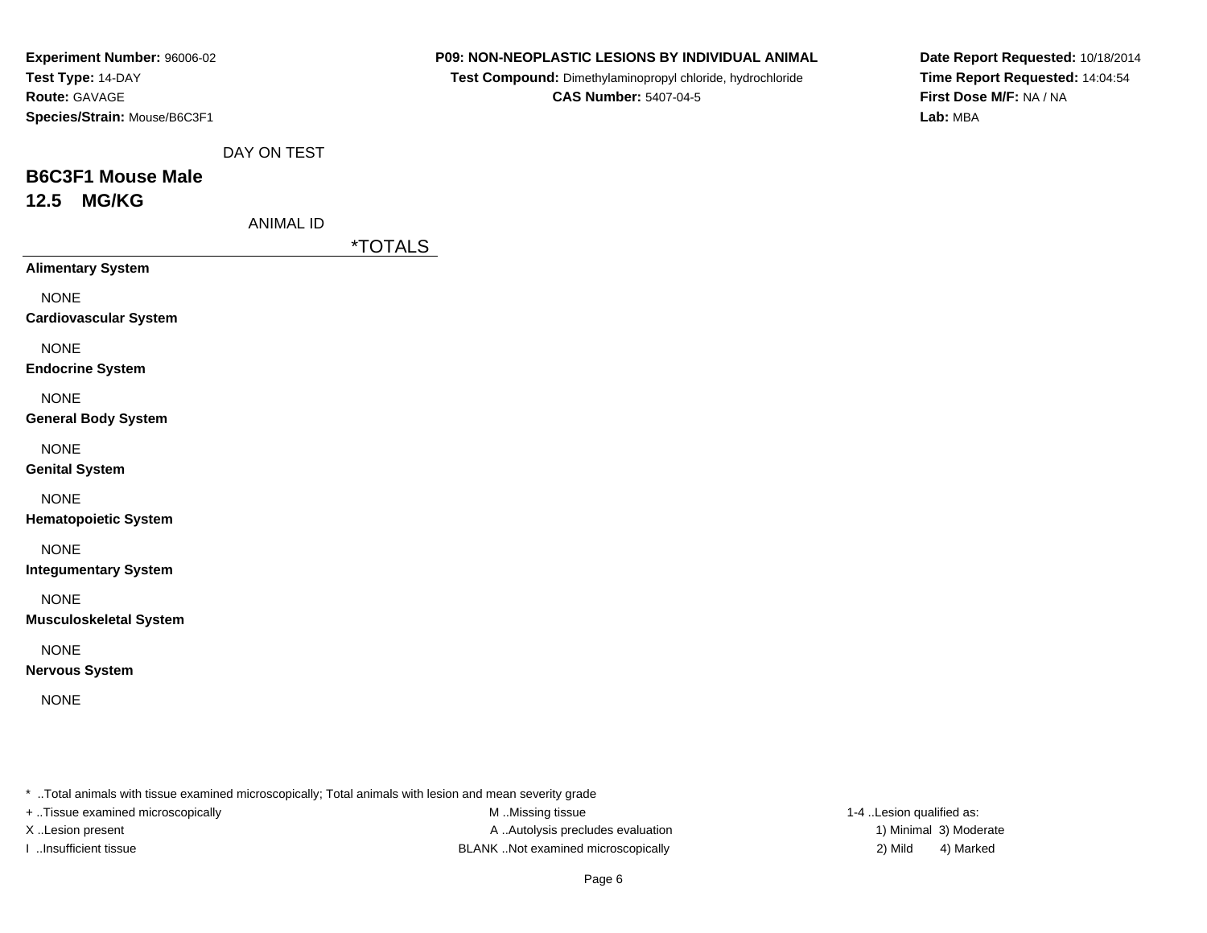**Experiment Number:** 96006-02
**Test Type:** 14-DAY
**Route:** GAVAGE
**Species/Strain:** Mouse/B6C3F1

**P09: NON-NEOPLASTIC LESIONS BY INDIVIDUAL ANIMAL**
**Test Compound:** Dimethylaminopropyl chloride, hydrochloride
**CAS Number:** 5407-04-5

**Date Report Requested:** 10/18/2014
**Time Report Requested:** 14:04:54
**First Dose M/F:** NA / NA
**Lab:** MBA

DAY ON TEST

## B6C3F1 Mouse Male
## 12.5 MG/KG

ANIMAL ID

| | *TOTALS |
|---|---|
| **Alimentary System** | |
| NONE | |
| **Cardiovascular System** | |
| NONE | |
| **Endocrine System** | |
| NONE | |
| **General Body System** | |
| NONE | |
| **Genital System** | |
| NONE | |
| **Hematopoietic System** | |
| NONE | |
| **Integumentary System** | |
| NONE | |
| **Musculoskeletal System** | |
| NONE | |
| **Nervous System** | |
| NONE | |

* ..Total animals with tissue examined microscopically; Total animals with lesion and mean severity grade
+ ..Tissue examined microscopically
X ..Lesion present
I ..Insufficient tissue
M ..Missing tissue
A ..Autolysis precludes evaluation
BLANK ..Not examined microscopically
1-4 ..Lesion qualified as:
1) Minimal 3) Moderate
2) Mild 4) Marked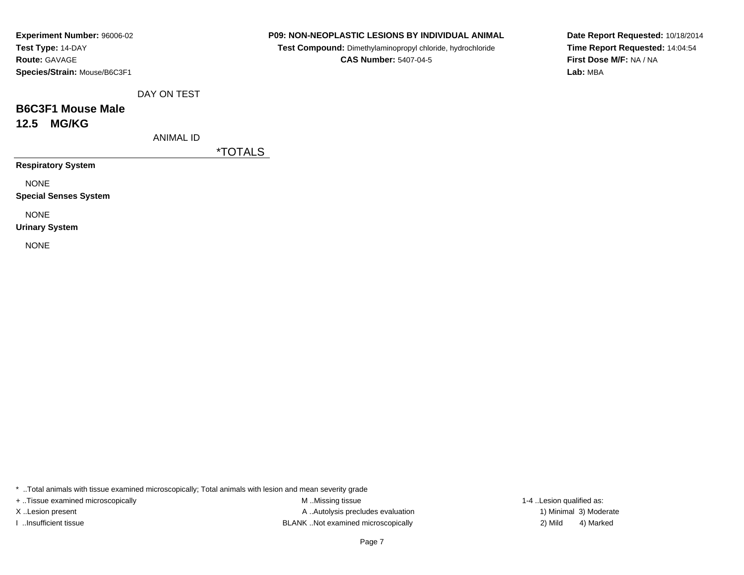**Experiment Number:** 96006-02
**Test Type:** 14-DAY
**Route:** GAVAGE
**Species/Strain:** Mouse/B6C3F1

**P09: NON-NEOPLASTIC LESIONS BY INDIVIDUAL ANIMAL**
**Test Compound:** Dimethylaminopropyl chloride, hydrochloride
**CAS Number:** 5407-04-5

**Date Report Requested:** 10/18/2014
**Time Report Requested:** 14:04:54
**First Dose M/F:** NA / NA
**Lab:** MBA

DAY ON TEST

## B6C3F1 Mouse Male
## 12.5 MG/KG

ANIMAL ID

| | *TOTALS |
|---|---|
| **Respiratory System** | |
| NONE | |
| **Special Senses System** | |
| NONE | |
| **Urinary System** | |
| NONE | |

* ..Total animals with tissue examined microscopically; Total animals with lesion and mean severity grade
+ ..Tissue examined microscopically
X ..Lesion present
I ..Insufficient tissue

M ..Missing tissue
A ..Autolysis precludes evaluation
BLANK ..Not examined microscopically

1-4 ..Lesion qualified as:
1) Minimal 3) Moderate
2) Mild 4) Marked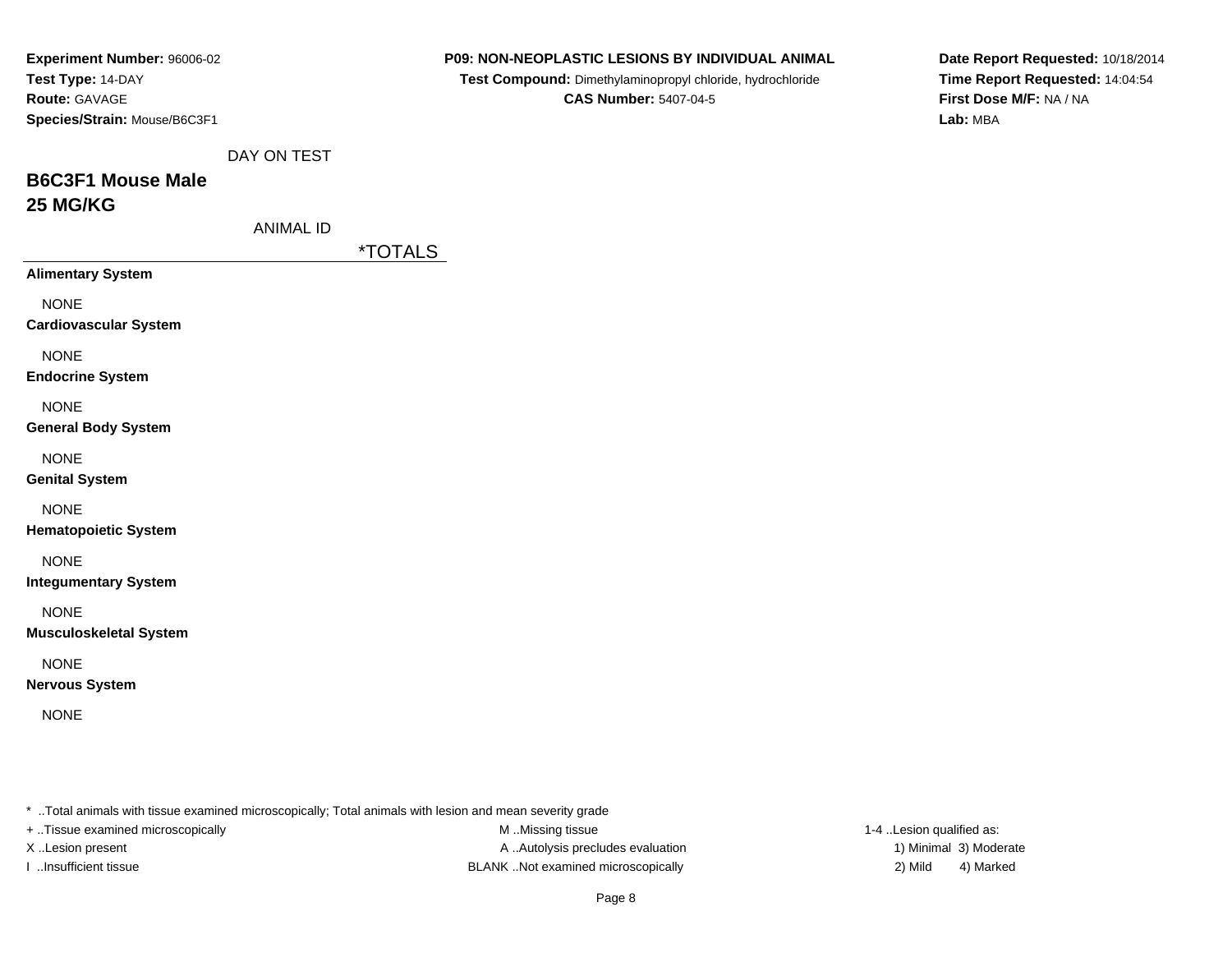**Experiment Number:** 96006-02
**Test Type:** 14-DAY
**Route:** GAVAGE
**Species/Strain:** Mouse/B6C3F1

**P09: NON-NEOPLASTIC LESIONS BY INDIVIDUAL ANIMAL**
**Test Compound:** Dimethylaminopropyl chloride, hydrochloride
**CAS Number:** 5407-04-5

**Date Report Requested:** 10/18/2014
**Time Report Requested:** 14:04:54
**First Dose M/F:** NA / NA
**Lab:** MBA

DAY ON TEST

## B6C3F1 Mouse Male
## 25 MG/KG

ANIMAL ID

*TOTALS

**Alimentary System**

NONE

**Cardiovascular System**

NONE

**Endocrine System**

NONE

**General Body System**

NONE

**Genital System**

NONE

**Hematopoietic System**

NONE

**Integumentary System**

NONE

**Musculoskeletal System**

NONE

**Nervous System**

NONE

* ..Total animals with tissue examined microscopically; Total animals with lesion and mean severity grade
+ ..Tissue examined microscopically
X ..Lesion present
I ..Insufficient tissue
M ..Missing tissue
A ..Autolysis precludes evaluation
BLANK ..Not examined microscopically
1-4 ..Lesion qualified as:
1) Minimal 3) Moderate
2) Mild 4) Marked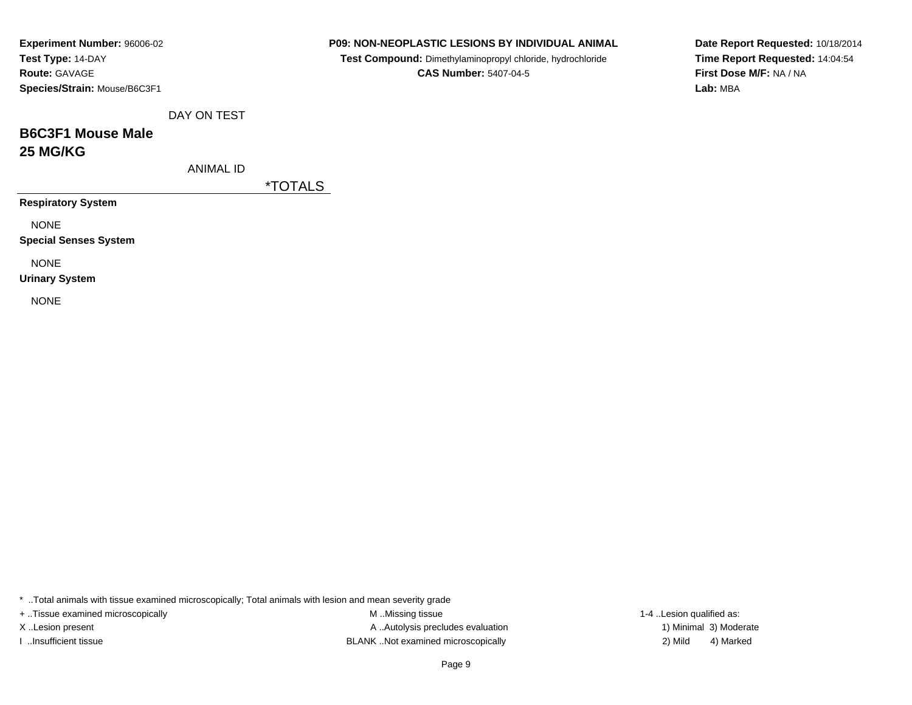**Experiment Number:** 96006-02
**Test Type:** 14-DAY
**Route:** GAVAGE
**Species/Strain:** Mouse/B6C3F1

**P09: NON-NEOPLASTIC LESIONS BY INDIVIDUAL ANIMAL**
**Test Compound:** Dimethylaminopropyl chloride, hydrochloride
**CAS Number:** 5407-04-5

**Date Report Requested:** 10/18/2014
**Time Report Requested:** 14:04:54
**First Dose M/F:** NA / NA
**Lab:** MBA

DAY ON TEST

## B6C3F1 Mouse Male
## 25 MG/KG

ANIMAL ID

| | *TOTALS |
|---|---|
| **Respiratory System** | |
| NONE | |
| **Special Senses System** | |
| NONE | |
| **Urinary System** | |
| NONE | |

* ..Total animals with tissue examined microscopically; Total animals with lesion and mean severity grade
+ ..Tissue examined microscopically
X ..Lesion present
I ..Insufficient tissue
M ..Missing tissue
A ..Autolysis precludes evaluation
BLANK ..Not examined microscopically
1-4 ..Lesion qualified as:
1) Minimal 3) Moderate
2) Mild 4) Marked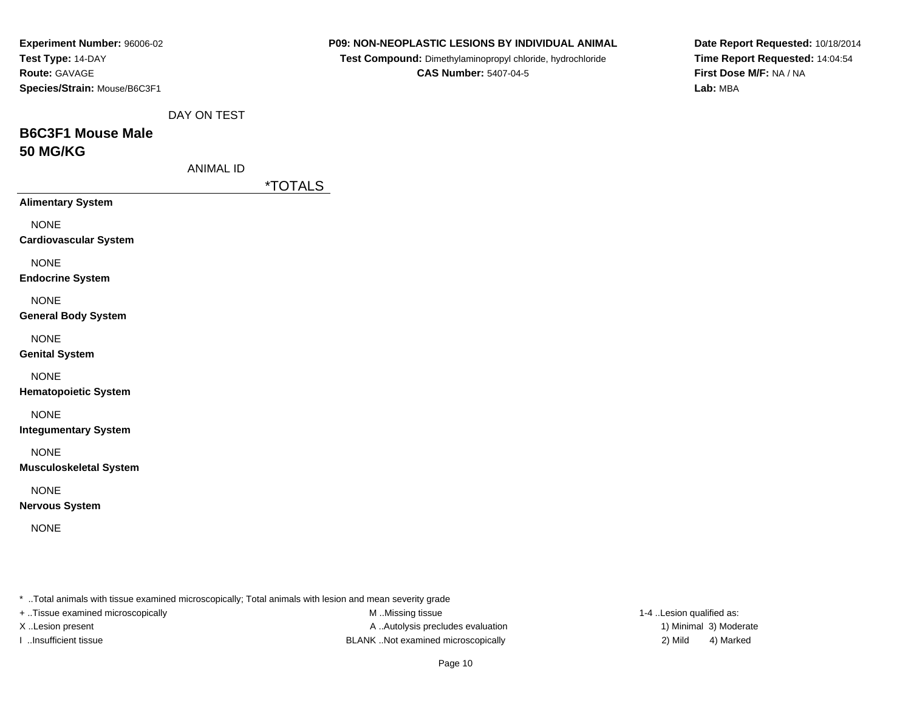**Experiment Number:** 96006-02
**Test Type:** 14-DAY
**Route:** GAVAGE
**Species/Strain:** Mouse/B6C3F1

**P09: NON-NEOPLASTIC LESIONS BY INDIVIDUAL ANIMAL**
**Test Compound:** Dimethylaminopropyl chloride, hydrochloride
**CAS Number:** 5407-04-5

**Date Report Requested:** 10/18/2014
**Time Report Requested:** 14:04:54
**First Dose M/F:** NA / NA
**Lab:** MBA

DAY ON TEST

## B6C3F1 Mouse Male
## 50 MG/KG

ANIMAL ID

| | *TOTALS |
|---|---|
| **Alimentary System** | |
| NONE | |
| **Cardiovascular System** | |
| NONE | |
| **Endocrine System** | |
| NONE | |
| **General Body System** | |
| NONE | |
| **Genital System** | |
| NONE | |
| **Hematopoietic System** | |
| NONE | |
| **Integumentary System** | |
| NONE | |
| **Musculoskeletal System** | |
| NONE | |
| **Nervous System** | |
| NONE | |

* ..Total animals with tissue examined microscopically; Total animals with lesion and mean severity grade
+ ..Tissue examined microscopically
X ..Lesion present
I ..Insufficient tissue

M ..Missing tissue
A ..Autolysis precludes evaluation
BLANK ..Not examined microscopically

1-4 ..Lesion qualified as:
1) Minimal 3) Moderate
2) Mild 4) Marked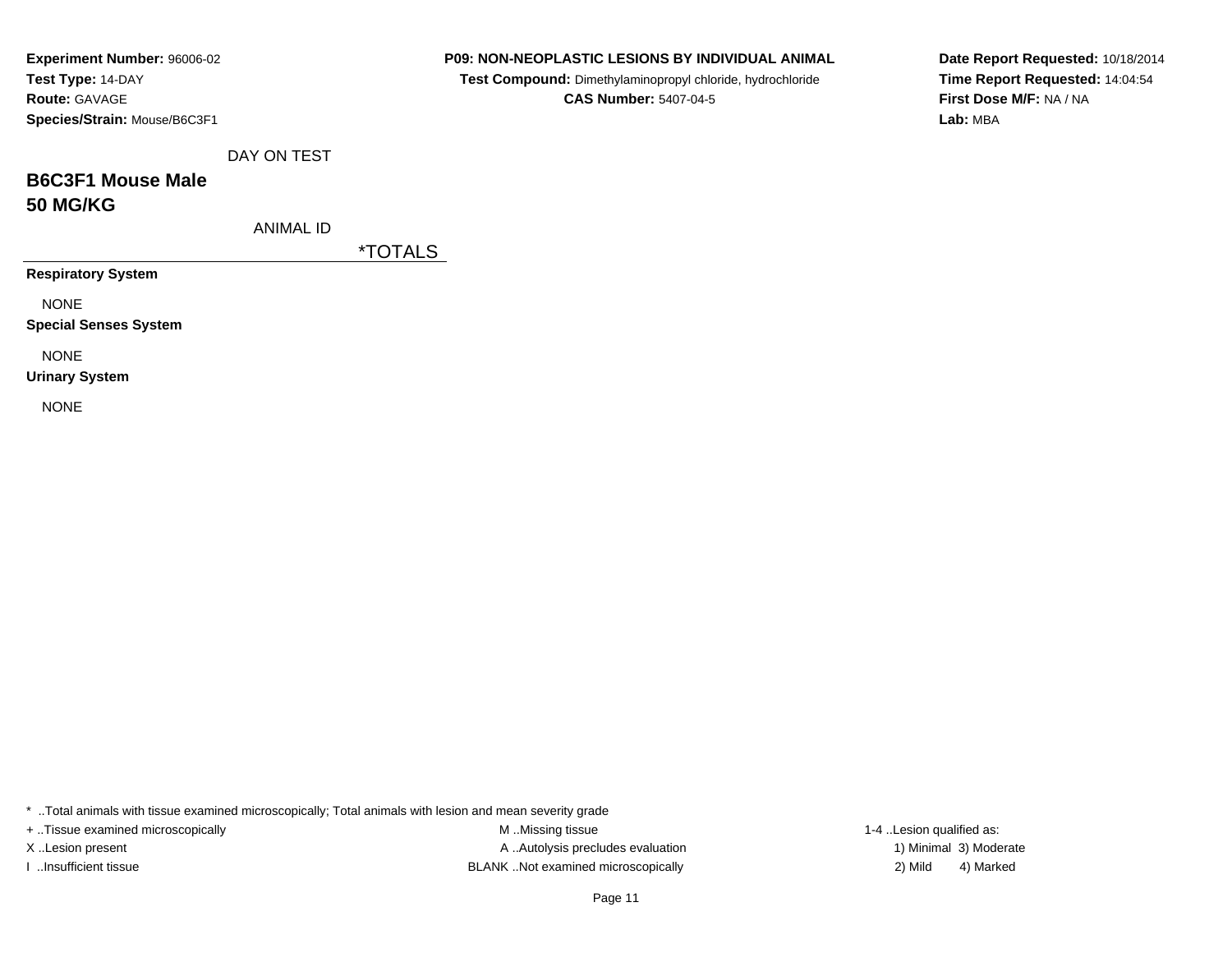**Experiment Number:** 96006-02
**Test Type:** 14-DAY
**Route:** GAVAGE
**Species/Strain:** Mouse/B6C3F1

**P09: NON-NEOPLASTIC LESIONS BY INDIVIDUAL ANIMAL**
**Test Compound:** Dimethylaminopropyl chloride, hydrochloride
**CAS Number:** 5407-04-5

**Date Report Requested:** 10/18/2014
**Time Report Requested:** 14:04:54
**First Dose M/F:** NA / NA
**Lab:** MBA

DAY ON TEST

## B6C3F1 Mouse Male
## 50 MG/KG

ANIMAL ID

| | *TOTALS |
|---|---|
| **Respiratory System** | |
| NONE | |
| **Special Senses System** | |
| NONE | |
| **Urinary System** | |
| NONE | |

* ..Total animals with tissue examined microscopically; Total animals with lesion and mean severity grade
+ ..Tissue examined microscopically
X ..Lesion present
I ..Insufficient tissue
M ..Missing tissue
A ..Autolysis precludes evaluation
BLANK ..Not examined microscopically
1-4 ..Lesion qualified as:
1) Minimal 3) Moderate
2) Mild 4) Marked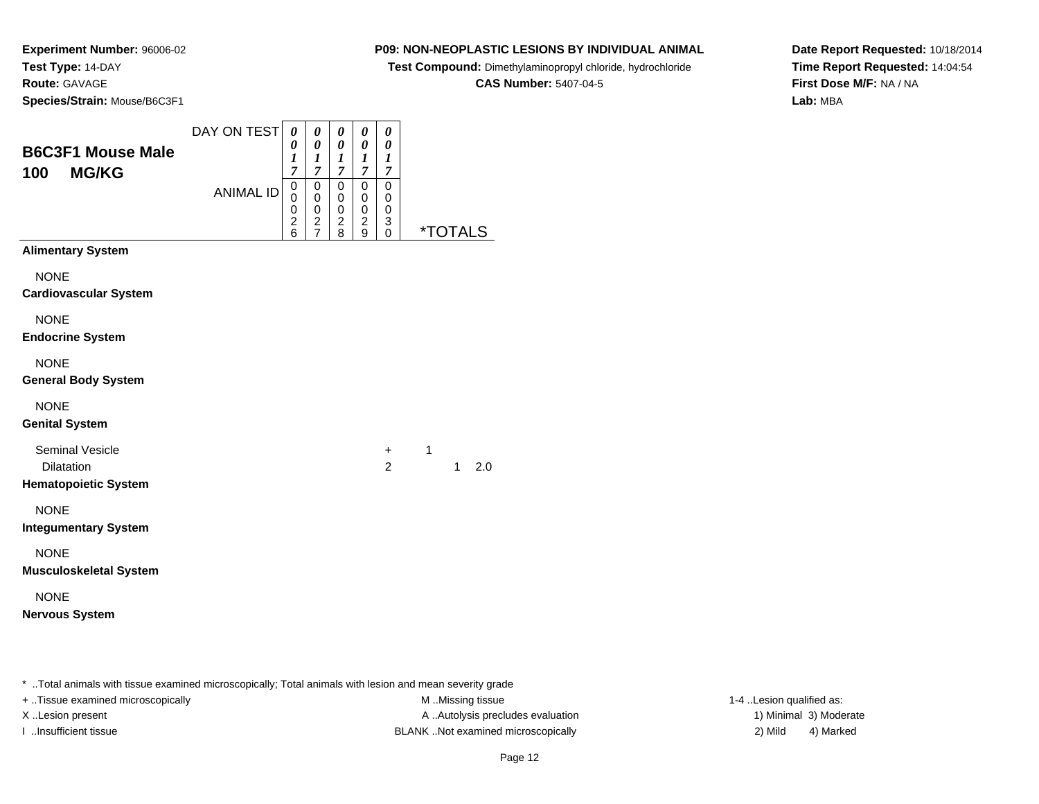**Experiment Number:** 96006-02
**Test Type:** 14-DAY
**Route:** GAVAGE
**Species/Strain:** Mouse/B6C3F1

**P09: NON-NEOPLASTIC LESIONS BY INDIVIDUAL ANIMAL**
**Test Compound:** Dimethylaminopropyl chloride, hydrochloride
**CAS Number:** 5407-04-5

**Date Report Requested:** 10/18/2014
**Time Report Requested:** 14:04:54
**First Dose M/F:** NA / NA
**Lab:** MBA

## B6C3F1 Mouse Male 100 MG/KG

| DAY ON TEST | 0017 | 0017 | 0017 | 0017 | 0017 | | |
|---|---|---|---|---|---|---|---|
| **ANIMAL ID** | 00026 | 00027 | 00028 | 00029 | 00030 | ***TOTALS** | |
| **Alimentary System** | | | | | | | |
| NONE | | | | | | | |
| **Cardiovascular System** | | | | | | | |
| NONE | | | | | | | |
| **Endocrine System** | | | | | | | |
| NONE | | | | | | | |
| **General Body System** | | | | | | | |
| NONE | | | | | | | |
| **Genital System** | | | | | | | |
| Seminal Vesicle | | | | | + | 1 | |
| Dilatation | | | | | 2 | 1 | 2.0 |
| **Hematopoietic System** | | | | | | | |
| NONE | | | | | | | |
| **Integumentary System** | | | | | | | |
| NONE | | | | | | | |
| **Musculoskeletal System** | | | | | | | |
| NONE | | | | | | | |
| **Nervous System** | | | | | | | |

* ..Total animals with tissue examined microscopically; Total animals with lesion and mean severity grade

+ ..Tissue examined microscopically
X ..Lesion present
I ..Insufficient tissue

M ..Missing tissue
A ..Autolysis precludes evaluation
BLANK ..Not examined microscopically

1-4 ..Lesion qualified as:
1) Minimal 3) Moderate
2) Mild 4) Marked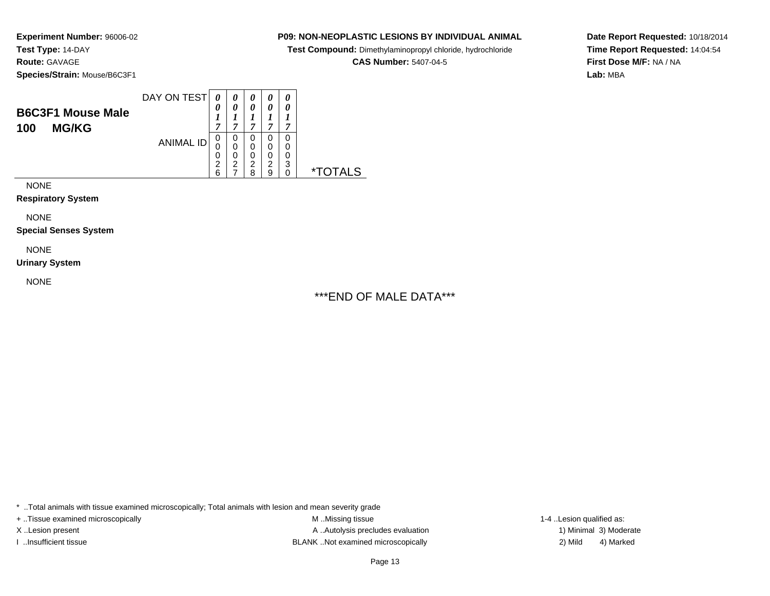**Experiment Number:** 96006-02
**Test Type:** 14-DAY
**Route:** GAVAGE
**Species/Strain:** Mouse/B6C3F1

**P09: NON-NEOPLASTIC LESIONS BY INDIVIDUAL ANIMAL**
**Test Compound:** Dimethylaminopropyl chloride, hydrochloride
**CAS Number:** 5407-04-5

**Date Report Requested:** 10/18/2014
**Time Report Requested:** 14:04:54
**First Dose M/F:** NA / NA
**Lab:** MBA

## B6C3F1 Mouse Male 100 MG/KG

| DAY ON TEST | 0017 | 0017 | 0017 | 0017 | 0017 | |
|---|---|---|---|---|---|---|
| ANIMAL ID | 00026 | 00027 | 00028 | 00029 | 00030 | *TOTALS |
| NONE | | | | | | |
| **Respiratory System** | | | | | | |
| NONE | | | | | | |
| **Special Senses System** | | | | | | |
| NONE | | | | | | |
| **Urinary System** | | | | | | |
| NONE | | | | | | |

***END OF MALE DATA***

* ..Total animals with tissue examined microscopically; Total animals with lesion and mean severity grade
+ ..Tissue examined microscopically
X ..Lesion present
I ..Insufficient tissue
M ..Missing tissue
A ..Autolysis precludes evaluation
BLANK ..Not examined microscopically
1-4 ..Lesion qualified as:
1) Minimal 3) Moderate
2) Mild 4) Marked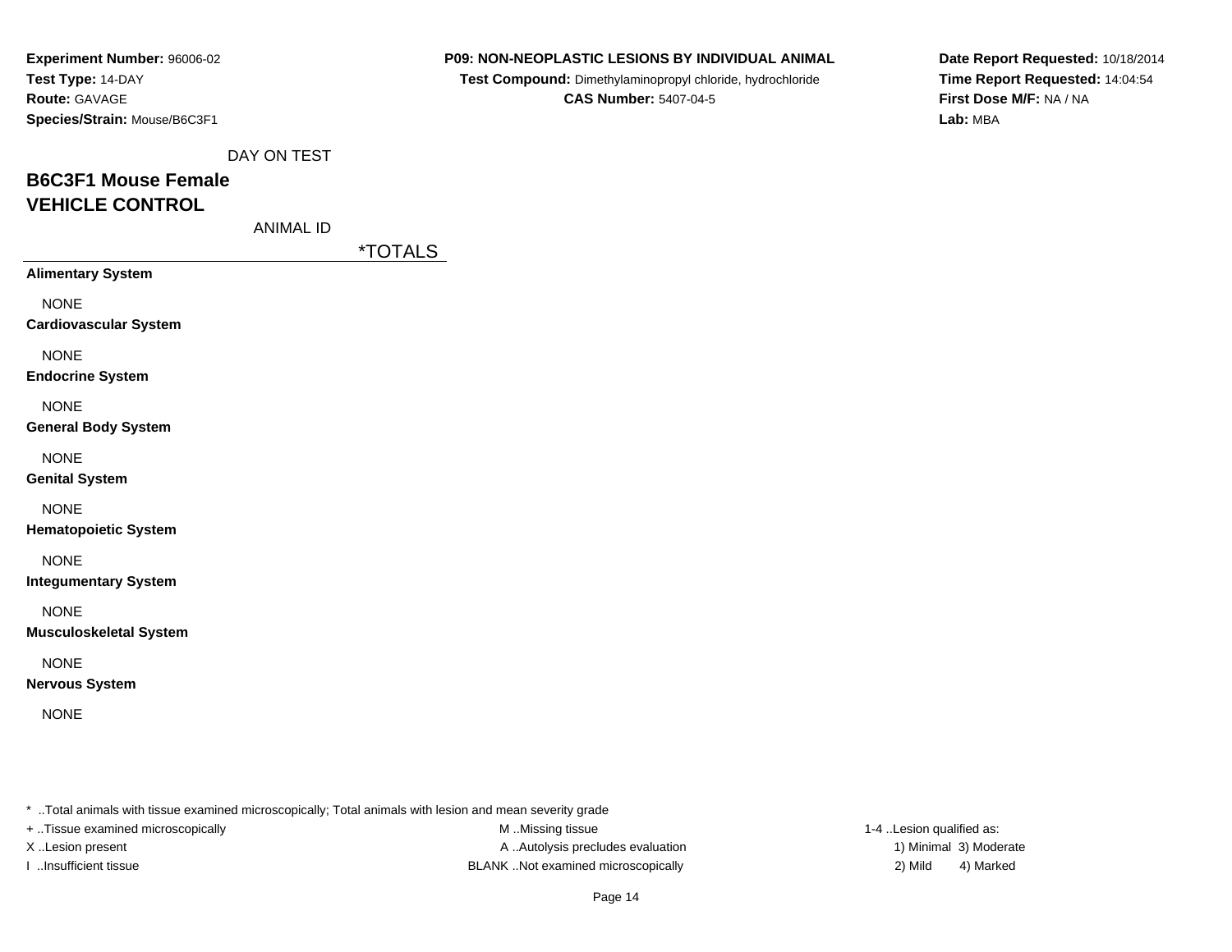**Experiment Number:** 96006-02
**Test Type:** 14-DAY
**Route:** GAVAGE
**Species/Strain:** Mouse/B6C3F1

**P09: NON-NEOPLASTIC LESIONS BY INDIVIDUAL ANIMAL**
**Test Compound:** Dimethylaminopropyl chloride, hydrochloride
**CAS Number:** 5407-04-5

**Date Report Requested:** 10/18/2014
**Time Report Requested:** 14:04:54
**First Dose M/F:** NA / NA
**Lab:** MBA

DAY ON TEST

## B6C3F1 Mouse Female
## VEHICLE CONTROL

ANIMAL ID

| | *TOTALS |
|---|---|
| **Alimentary System** | |
| NONE | |
| **Cardiovascular System** | |
| NONE | |
| **Endocrine System** | |
| NONE | |
| **General Body System** | |
| NONE | |
| **Genital System** | |
| NONE | |
| **Hematopoietic System** | |
| NONE | |
| **Integumentary System** | |
| NONE | |
| **Musculoskeletal System** | |
| NONE | |
| **Nervous System** | |
| NONE | |

* ..Total animals with tissue examined microscopically; Total animals with lesion and mean severity grade
+ ..Tissue examined microscopically
X ..Lesion present
I ..Insufficient tissue
M ..Missing tissue
A ..Autolysis precludes evaluation
BLANK ..Not examined microscopically
1-4 ..Lesion qualified as:
1) Minimal 3) Moderate
2) Mild 4) Marked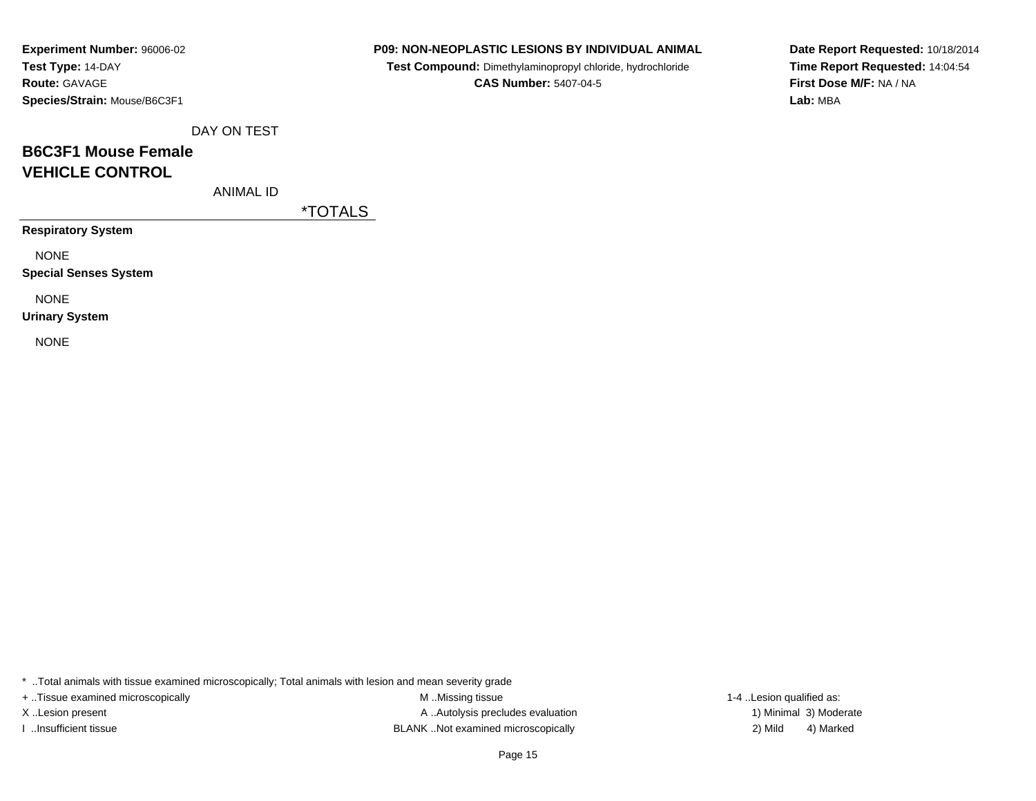**Experiment Number:** 96006-02
**Test Type:** 14-DAY
**Route:** GAVAGE
**Species/Strain:** Mouse/B6C3F1

**P09: NON-NEOPLASTIC LESIONS BY INDIVIDUAL ANIMAL**
**Test Compound:** Dimethylaminopropyl chloride, hydrochloride
**CAS Number:** 5407-04-5

**Date Report Requested:** 10/18/2014
**Time Report Requested:** 14:04:54
**First Dose M/F:** NA / NA
**Lab:** MBA

DAY ON TEST

## B6C3F1 Mouse Female
## VEHICLE CONTROL

ANIMAL ID

| | *TOTALS |
|---|---|
| **Respiratory System** | |
| NONE | |
| **Special Senses System** | |
| NONE | |
| **Urinary System** | |
| NONE | |

* ..Total animals with tissue examined microscopically; Total animals with lesion and mean severity grade

+ ..Tissue examined microscopically
X ..Lesion present
I ..Insufficient tissue

M ..Missing tissue
A ..Autolysis precludes evaluation
BLANK ..Not examined microscopically

1-4 ..Lesion qualified as:
1) Minimal 3) Moderate
2) Mild 4) Marked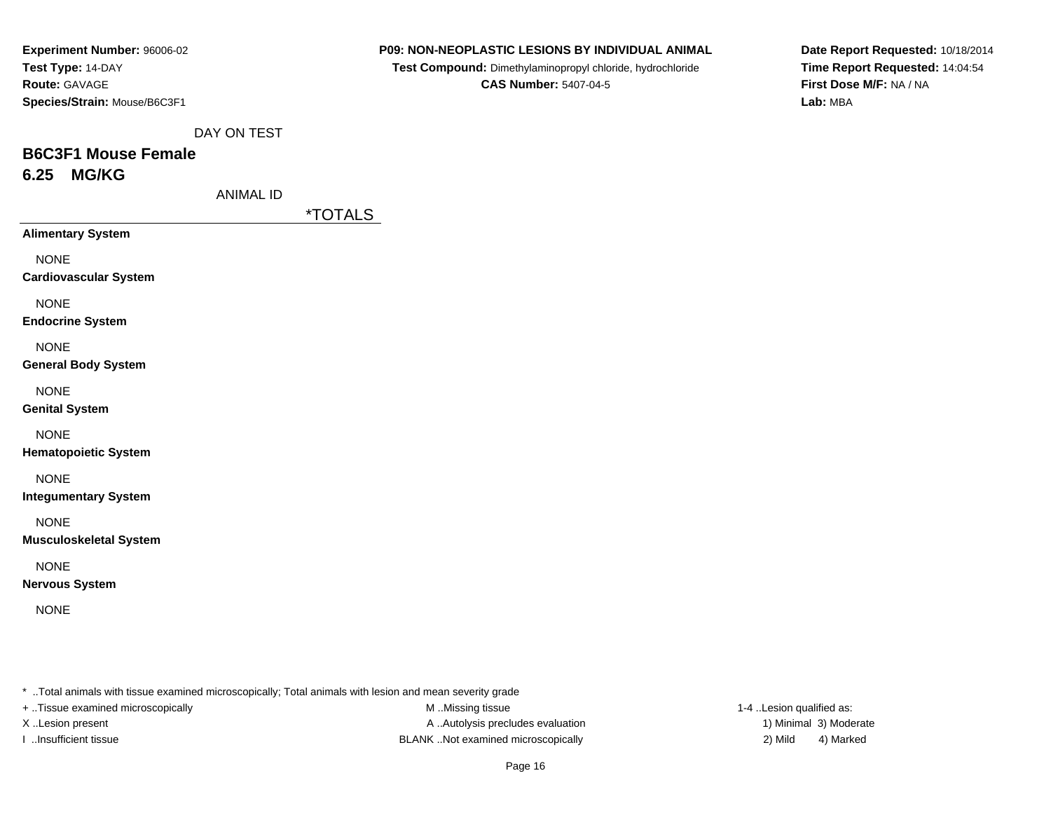**Experiment Number:** 96006-02
**Test Type:** 14-DAY
**Route:** GAVAGE
**Species/Strain:** Mouse/B6C3F1

**P09: NON-NEOPLASTIC LESIONS BY INDIVIDUAL ANIMAL**
**Test Compound:** Dimethylaminopropyl chloride, hydrochloride
**CAS Number:** 5407-04-5

**Date Report Requested:** 10/18/2014
**Time Report Requested:** 14:04:54
**First Dose M/F:** NA / NA
**Lab:** MBA

DAY ON TEST

## B6C3F1 Mouse Female
## 6.25 MG/KG

ANIMAL ID

| | *TOTALS |
|---|---|
| **Alimentary System** | |
| NONE | |
| **Cardiovascular System** | |
| NONE | |
| **Endocrine System** | |
| NONE | |
| **General Body System** | |
| NONE | |
| **Genital System** | |
| NONE | |
| **Hematopoietic System** | |
| NONE | |
| **Integumentary System** | |
| NONE | |
| **Musculoskeletal System** | |
| NONE | |
| **Nervous System** | |
| NONE | |

* ..Total animals with tissue examined microscopically; Total animals with lesion and mean severity grade
+ ..Tissue examined microscopically
X ..Lesion present
I ..Insufficient tissue
M ..Missing tissue
A ..Autolysis precludes evaluation
BLANK ..Not examined microscopically
1-4 ..Lesion qualified as:
1) Minimal 3) Moderate
2) Mild 4) Marked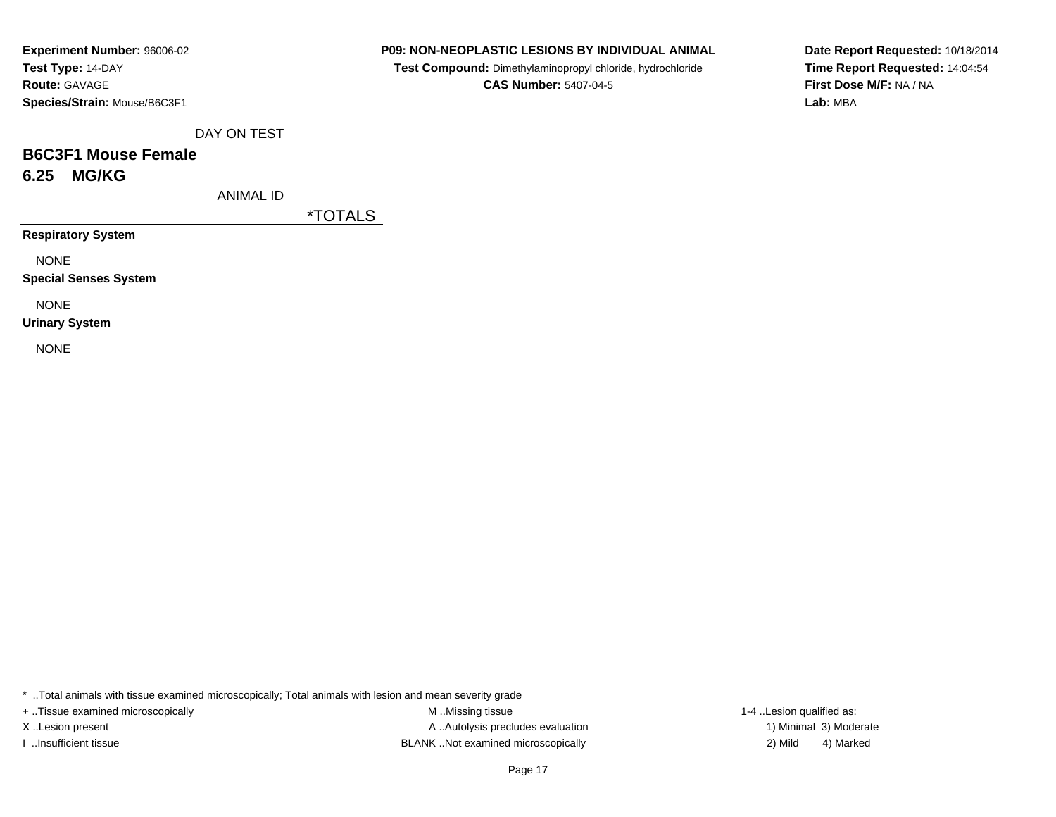**Experiment Number:** 96006-02
**Test Type:** 14-DAY
**Route:** GAVAGE
**Species/Strain:** Mouse/B6C3F1

**P09: NON-NEOPLASTIC LESIONS BY INDIVIDUAL ANIMAL**
**Test Compound:** Dimethylaminopropyl chloride, hydrochloride
**CAS Number:** 5407-04-5

**Date Report Requested:** 10/18/2014
**Time Report Requested:** 14:04:54
**First Dose M/F:** NA / NA
**Lab:** MBA

DAY ON TEST

## B6C3F1 Mouse Female

## 6.25 MG/KG

ANIMAL ID

*TOTALS

**Respiratory System**

NONE

**Special Senses System**

NONE

**Urinary System**

NONE

* ..Total animals with tissue examined microscopically; Total animals with lesion and mean severity grade

+ ..Tissue examined microscopically
X ..Lesion present
I ..Insufficient tissue

M ..Missing tissue
A ..Autolysis precludes evaluation
BLANK ..Not examined microscopically

1-4 ..Lesion qualified as:
1) Minimal 3) Moderate
2) Mild 4) Marked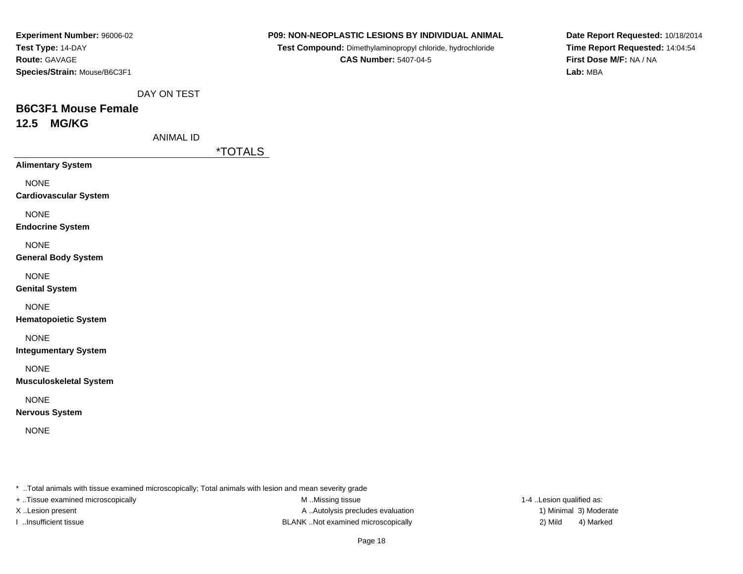**Experiment Number:** 96006-02
**Test Type:** 14-DAY
**Route:** GAVAGE
**Species/Strain:** Mouse/B6C3F1

**P09: NON-NEOPLASTIC LESIONS BY INDIVIDUAL ANIMAL**
**Test Compound:** Dimethylaminopropyl chloride, hydrochloride
**CAS Number:** 5407-04-5

**Date Report Requested:** 10/18/2014
**Time Report Requested:** 14:04:54
**First Dose M/F:** NA / NA
**Lab:** MBA

DAY ON TEST

## B6C3F1 Mouse Female
## 12.5 MG/KG

ANIMAL ID

| | *TOTALS |
|---|---|
| **Alimentary System** | |
| NONE | |
| **Cardiovascular System** | |
| NONE | |
| **Endocrine System** | |
| NONE | |
| **General Body System** | |
| NONE | |
| **Genital System** | |
| NONE | |
| **Hematopoietic System** | |
| NONE | |
| **Integumentary System** | |
| NONE | |
| **Musculoskeletal System** | |
| NONE | |
| **Nervous System** | |
| NONE | |

* ..Total animals with tissue examined microscopically; Total animals with lesion and mean severity grade
+ ..Tissue examined microscopically
X ..Lesion present
I ..Insufficient tissue

M ..Missing tissue
A ..Autolysis precludes evaluation
BLANK ..Not examined microscopically

1-4 ..Lesion qualified as:
1) Minimal 3) Moderate
2) Mild 4) Marked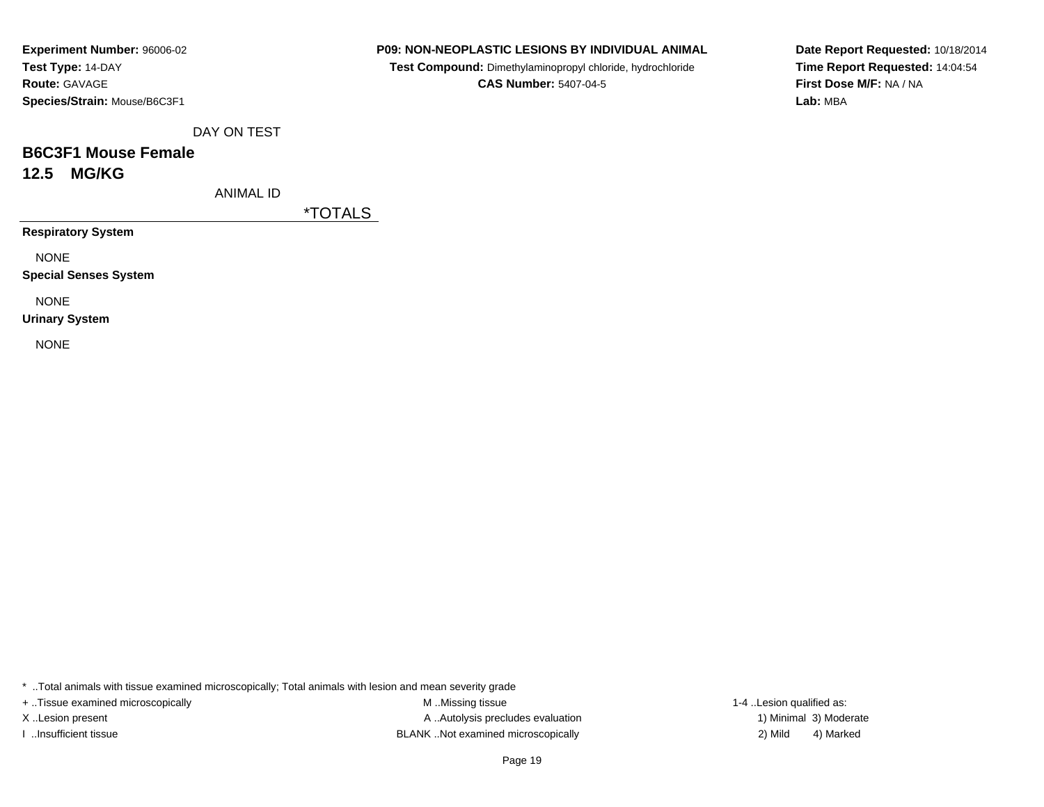**Experiment Number:** 96006-02
**Test Type:** 14-DAY
**Route:** GAVAGE
**Species/Strain:** Mouse/B6C3F1

**P09: NON-NEOPLASTIC LESIONS BY INDIVIDUAL ANIMAL**
**Test Compound:** Dimethylaminopropyl chloride, hydrochloride
**CAS Number:** 5407-04-5

**Date Report Requested:** 10/18/2014
**Time Report Requested:** 14:04:54
**First Dose M/F:** NA / NA
**Lab:** MBA

DAY ON TEST

## B6C3F1 Mouse Female
## 12.5 MG/KG

ANIMAL ID

*TOTALS

**Respiratory System**

NONE

**Special Senses System**

NONE

**Urinary System**

NONE

* ..Total animals with tissue examined microscopically; Total animals with lesion and mean severity grade
+ ..Tissue examined microscopically
X ..Lesion present
I ..Insufficient tissue
M ..Missing tissue
A ..Autolysis precludes evaluation
BLANK ..Not examined microscopically
1-4 ..Lesion qualified as:
1) Minimal 3) Moderate
2) Mild 4) Marked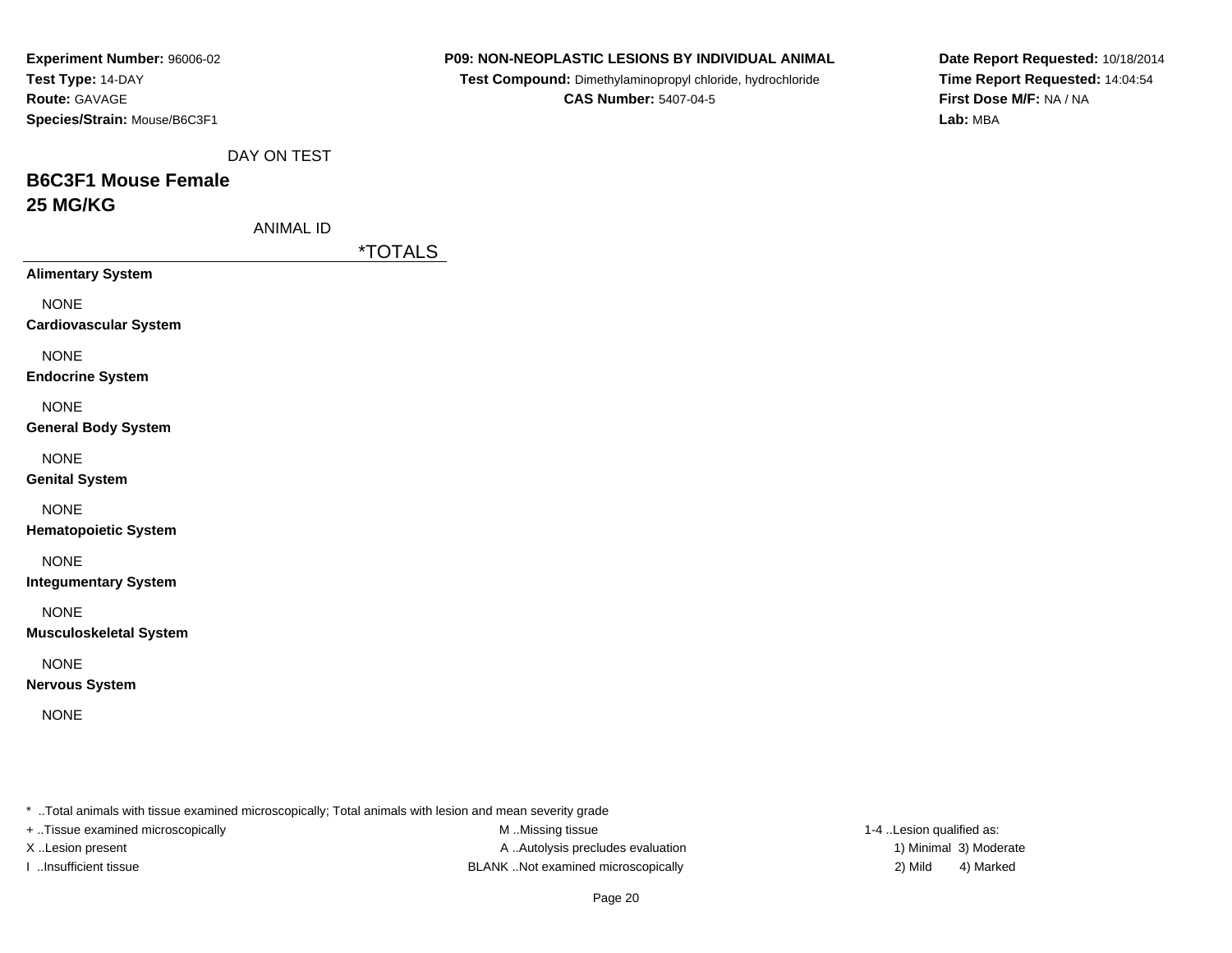**Experiment Number:** 96006-02
**Test Type:** 14-DAY
**Route:** GAVAGE
**Species/Strain:** Mouse/B6C3F1

**P09: NON-NEOPLASTIC LESIONS BY INDIVIDUAL ANIMAL**
**Test Compound:** Dimethylaminopropyl chloride, hydrochloride
**CAS Number:** 5407-04-5

**Date Report Requested:** 10/18/2014
**Time Report Requested:** 14:04:54
**First Dose M/F:** NA / NA
**Lab:** MBA

DAY ON TEST

## B6C3F1 Mouse Female
## 25 MG/KG

ANIMAL ID

| | *TOTALS |
|---|---|
| **Alimentary System** | |
| NONE | |
| **Cardiovascular System** | |
| NONE | |
| **Endocrine System** | |
| NONE | |
| **General Body System** | |
| NONE | |
| **Genital System** | |
| NONE | |
| **Hematopoietic System** | |
| NONE | |
| **Integumentary System** | |
| NONE | |
| **Musculoskeletal System** | |
| NONE | |
| **Nervous System** | |
| NONE | |

* ..Total animals with tissue examined microscopically; Total animals with lesion and mean severity grade
+ ..Tissue examined microscopically
X ..Lesion present
I ..Insufficient tissue
M ..Missing tissue
A ..Autolysis precludes evaluation
BLANK ..Not examined microscopically
1-4 ..Lesion qualified as:
1) Minimal 3) Moderate
2) Mild 4) Marked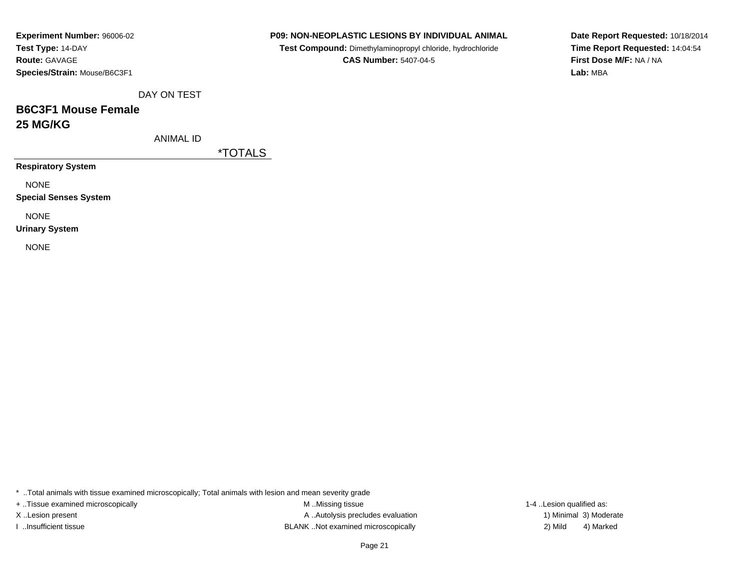**Experiment Number:** 96006-02
**Test Type:** 14-DAY
**Route:** GAVAGE
**Species/Strain:** Mouse/B6C3F1

**P09: NON-NEOPLASTIC LESIONS BY INDIVIDUAL ANIMAL**
**Test Compound:** Dimethylaminopropyl chloride, hydrochloride
**CAS Number:** 5407-04-5

**Date Report Requested:** 10/18/2014
**Time Report Requested:** 14:04:54
**First Dose M/F:** NA / NA
**Lab:** MBA

DAY ON TEST

## B6C3F1 Mouse Female
## 25 MG/KG

ANIMAL ID

| | *TOTALS |
|---|---|
| **Respiratory System** | |
| NONE | |
| **Special Senses System** | |
| NONE | |
| **Urinary System** | |
| NONE | |

* ..Total animals with tissue examined microscopically; Total animals with lesion and mean severity grade
+ ..Tissue examined microscopically
X ..Lesion present
I ..Insufficient tissue
M ..Missing tissue
A ..Autolysis precludes evaluation
BLANK ..Not examined microscopically
1-4 ..Lesion qualified as:
1) Minimal 3) Moderate
2) Mild 4) Marked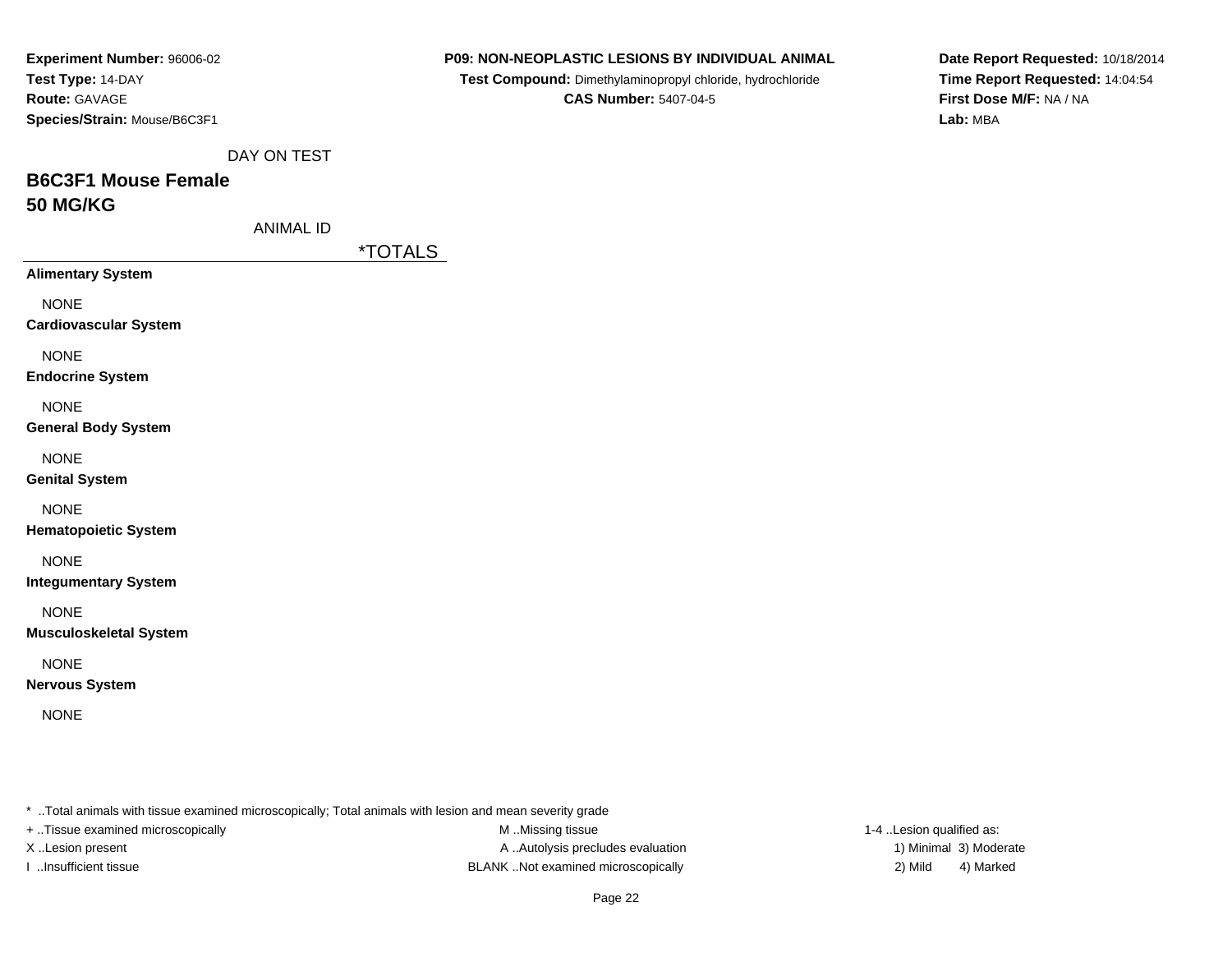**Experiment Number:** 96006-02
**Test Type:** 14-DAY
**Route:** GAVAGE
**Species/Strain:** Mouse/B6C3F1

**P09: NON-NEOPLASTIC LESIONS BY INDIVIDUAL ANIMAL**
**Test Compound:** Dimethylaminopropyl chloride, hydrochloride
**CAS Number:** 5407-04-5

**Date Report Requested:** 10/18/2014
**Time Report Requested:** 14:04:54
**First Dose M/F:** NA / NA
**Lab:** MBA

DAY ON TEST

## B6C3F1 Mouse Female
## 50 MG/KG

ANIMAL ID

| | *TOTALS |
|---|---|
| **Alimentary System** | |
| NONE | |
| **Cardiovascular System** | |
| NONE | |
| **Endocrine System** | |
| NONE | |
| **General Body System** | |
| NONE | |
| **Genital System** | |
| NONE | |
| **Hematopoietic System** | |
| NONE | |
| **Integumentary System** | |
| NONE | |
| **Musculoskeletal System** | |
| NONE | |
| **Nervous System** | |
| NONE | |

* ..Total animals with tissue examined microscopically; Total animals with lesion and mean severity grade
+ ..Tissue examined microscopically
X ..Lesion present
I ..Insufficient tissue
M ..Missing tissue
A ..Autolysis precludes evaluation
BLANK ..Not examined microscopically
1-4 ..Lesion qualified as:
1) Minimal 3) Moderate
2) Mild 4) Marked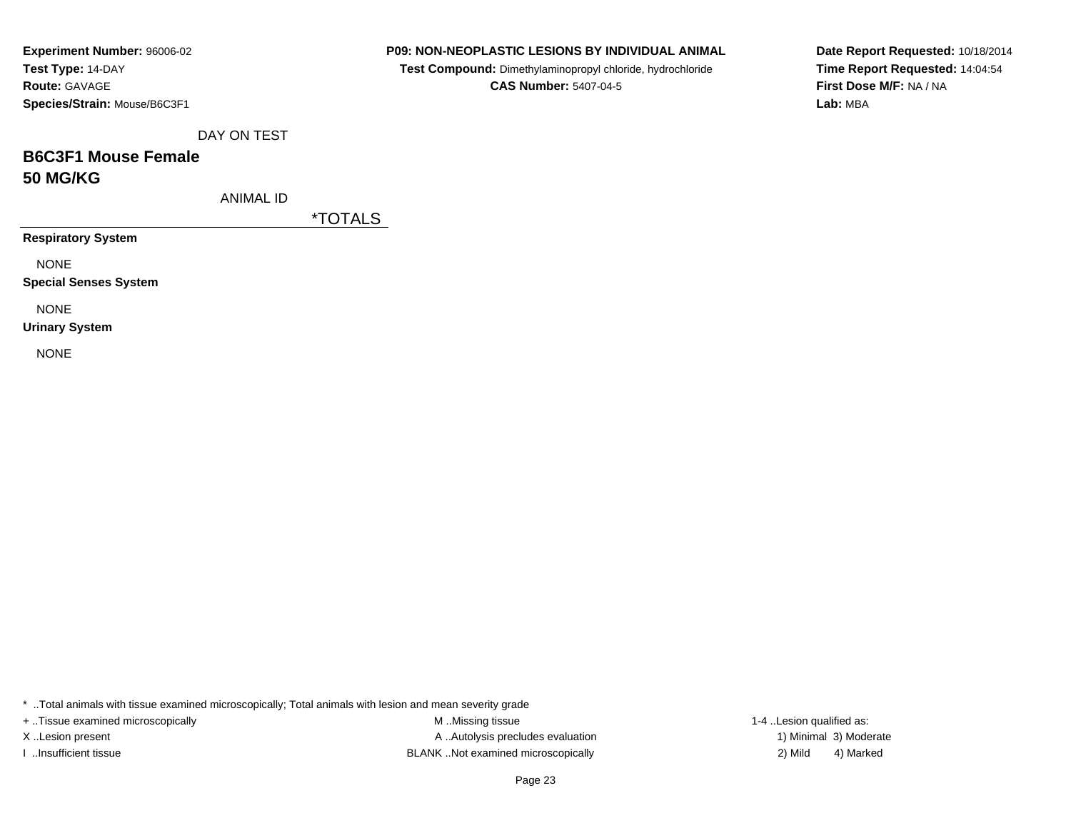**Experiment Number:** 96006-02
**Test Type:** 14-DAY
**Route:** GAVAGE
**Species/Strain:** Mouse/B6C3F1

**P09: NON-NEOPLASTIC LESIONS BY INDIVIDUAL ANIMAL**
**Test Compound:** Dimethylaminopropyl chloride, hydrochloride
**CAS Number:** 5407-04-5

**Date Report Requested:** 10/18/2014
**Time Report Requested:** 14:04:54
**First Dose M/F:** NA / NA
**Lab:** MBA

DAY ON TEST

## B6C3F1 Mouse Female
## 50 MG/KG

ANIMAL ID

| | *TOTALS |
|---|---|
| **Respiratory System** | |
| NONE | |
| **Special Senses System** | |
| NONE | |
| **Urinary System** | |
| NONE | |

* ..Total animals with tissue examined microscopically; Total animals with lesion and mean severity grade

+ ..Tissue examined microscopically
X ..Lesion present
I ..Insufficient tissue

M ..Missing tissue
A ..Autolysis precludes evaluation
BLANK ..Not examined microscopically

1-4 ..Lesion qualified as:
1) Minimal 3) Moderate
2) Mild 4) Marked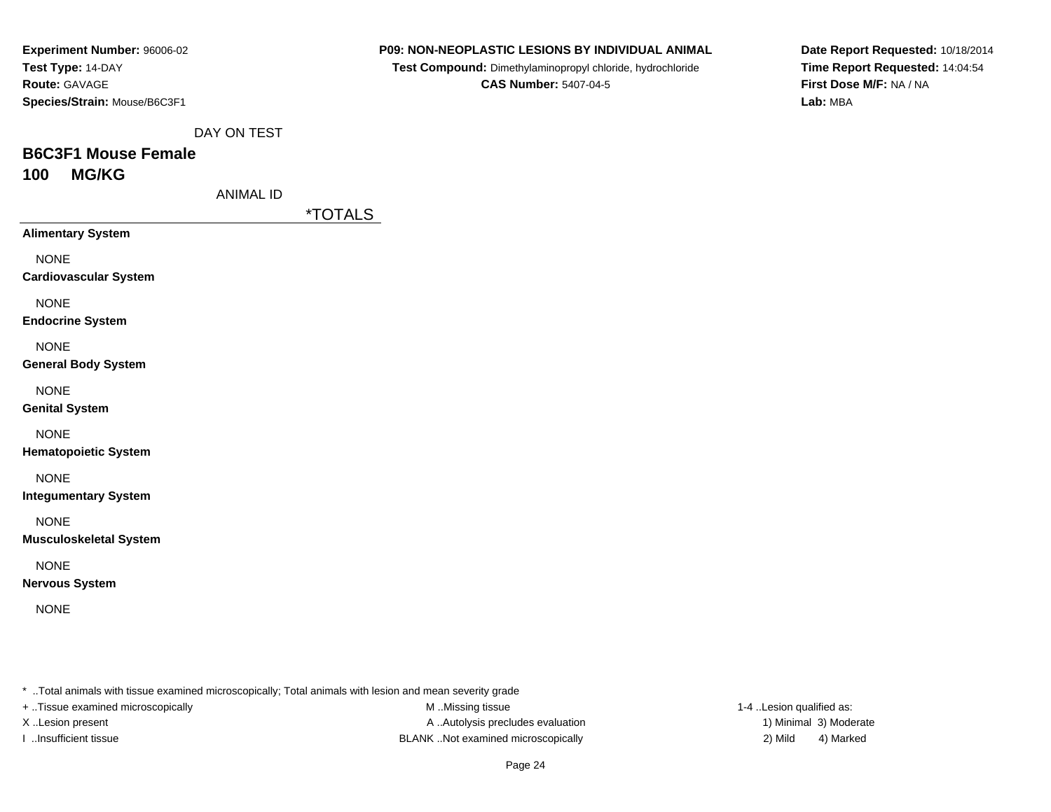**Experiment Number:** 96006-02
**Test Type:** 14-DAY
**Route:** GAVAGE
**Species/Strain:** Mouse/B6C3F1

**P09: NON-NEOPLASTIC LESIONS BY INDIVIDUAL ANIMAL**
**Test Compound:** Dimethylaminopropyl chloride, hydrochloride
**CAS Number:** 5407-04-5

**Date Report Requested:** 10/18/2014
**Time Report Requested:** 14:04:54
**First Dose M/F:** NA / NA
**Lab:** MBA

DAY ON TEST

## B6C3F1 Mouse Female
## 100 MG/KG

ANIMAL ID

*TOTALS

**Alimentary System**

NONE

**Cardiovascular System**

NONE

**Endocrine System**

NONE

**General Body System**

NONE

**Genital System**

NONE

**Hematopoietic System**

NONE

**Integumentary System**

NONE

**Musculoskeletal System**

NONE

**Nervous System**

NONE

* ..Total animals with tissue examined microscopically; Total animals with lesion and mean severity grade
+ ..Tissue examined microscopically
X ..Lesion present
I ..Insufficient tissue

M ..Missing tissue
A ..Autolysis precludes evaluation
BLANK ..Not examined microscopically

1-4 ..Lesion qualified as:
1) Minimal 3) Moderate
2) Mild 4) Marked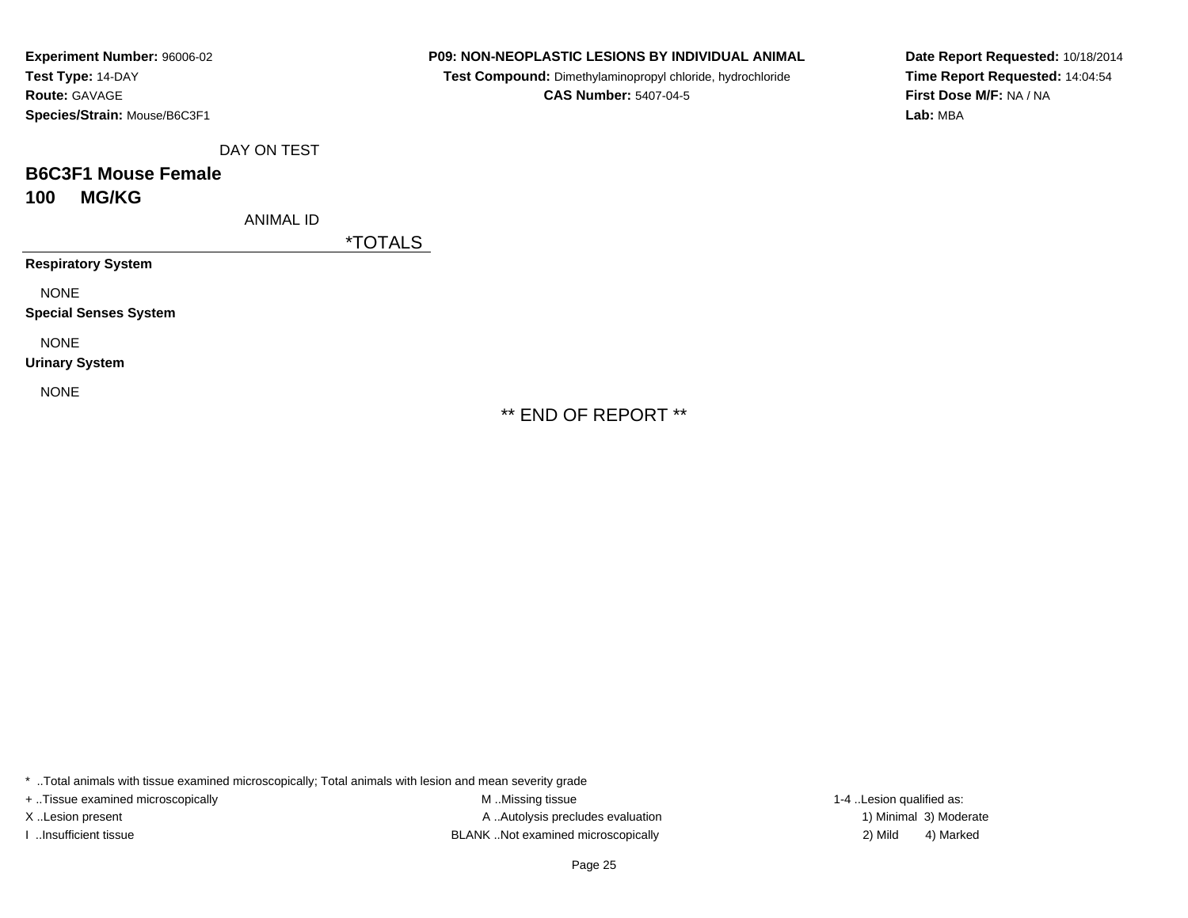**Experiment Number:** 96006-02
**Test Type:** 14-DAY
**Route:** GAVAGE
**Species/Strain:** Mouse/B6C3F1

**P09: NON-NEOPLASTIC LESIONS BY INDIVIDUAL ANIMAL**
**Test Compound:** Dimethylaminopropyl chloride, hydrochloride
**CAS Number:** 5407-04-5

**Date Report Requested:** 10/18/2014
**Time Report Requested:** 14:04:54
**First Dose M/F:** NA / NA
**Lab:** MBA

DAY ON TEST

## B6C3F1 Mouse Female
## 100 MG/KG

ANIMAL ID

| | *TOTALS |
|---|---|
| **Respiratory System** | |
| NONE | |
| **Special Senses System** | |
| NONE | |
| **Urinary System** | |
| NONE | |

** END OF REPORT **

* ..Total animals with tissue examined microscopically; Total animals with lesion and mean severity grade
+ ..Tissue examined microscopically
X ..Lesion present
I ..Insufficient tissue
M ..Missing tissue
A ..Autolysis precludes evaluation
BLANK ..Not examined microscopically
1-4 ..Lesion qualified as:
1) Minimal 3) Moderate
2) Mild 4) Marked